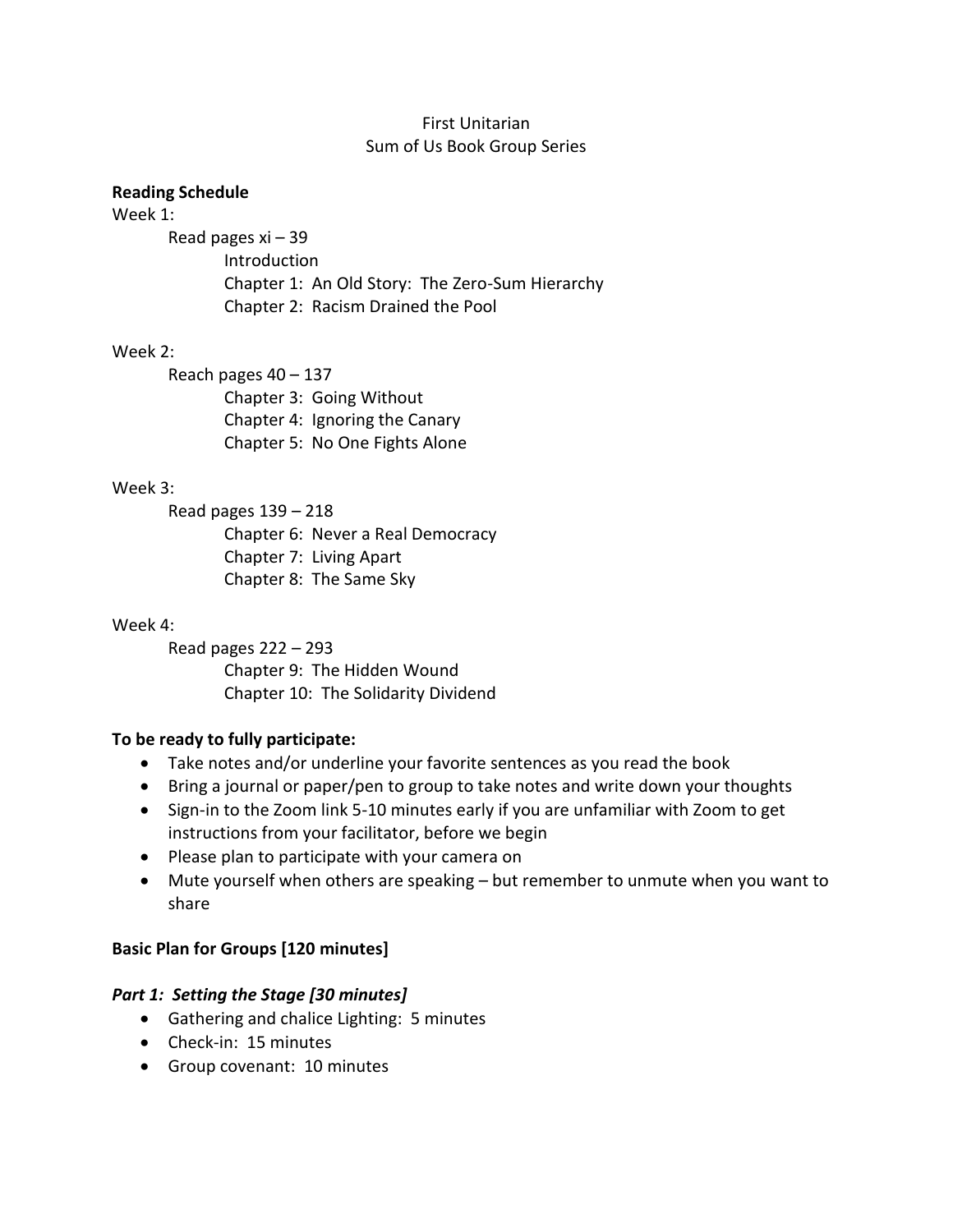First Unitarian
Sum of Us Book Group Series

**Reading Schedule**

Week 1:

- Read pages xi – 39
  - Introduction
  - Chapter 1: An Old Story: The Zero-Sum Hierarchy
  - Chapter 2: Racism Drained the Pool

Week 2:

- Reach pages 40 – 137
  - Chapter 3: Going Without
  - Chapter 4: Ignoring the Canary
  - Chapter 5: No One Fights Alone

Week 3:

- Read pages 139 – 218
  - Chapter 6: Never a Real Democracy
  - Chapter 7: Living Apart
  - Chapter 8: The Same Sky

Week 4:

- Read pages 222 – 293
  - Chapter 9: The Hidden Wound
  - Chapter 10: The Solidarity Dividend

**To be ready to fully participate:**

- Take notes and/or underline your favorite sentences as you read the book
- Bring a journal or paper/pen to group to take notes and write down your thoughts
- Sign-in to the Zoom link 5-10 minutes early if you are unfamiliar with Zoom to get instructions from your facilitator, before we begin
- Please plan to participate with your camera on
- Mute yourself when others are speaking – but remember to unmute when you want to share

**Basic Plan for Groups [120 minutes]**

***Part 1: Setting the Stage [30 minutes]***

- Gathering and chalice Lighting: 5 minutes
- Check-in: 15 minutes
- Group covenant: 10 minutes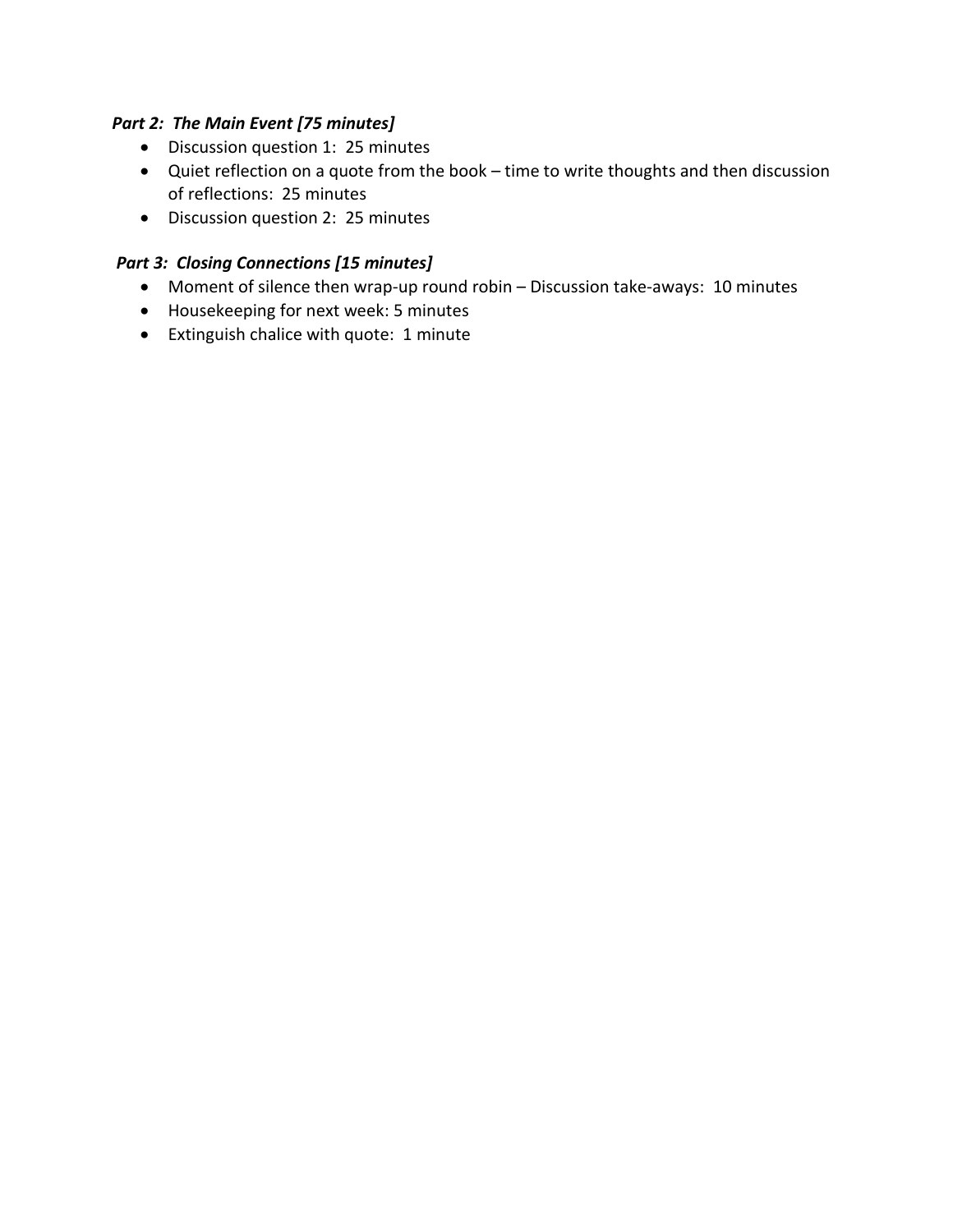***Part 2: The Main Event [75 minutes]***

- Discussion question 1: 25 minutes
- Quiet reflection on a quote from the book – time to write thoughts and then discussion of reflections: 25 minutes
- Discussion question 2: 25 minutes

***Part 3: Closing Connections [15 minutes]***

- Moment of silence then wrap-up round robin – Discussion take-aways: 10 minutes
- Housekeeping for next week: 5 minutes
- Extinguish chalice with quote: 1 minute